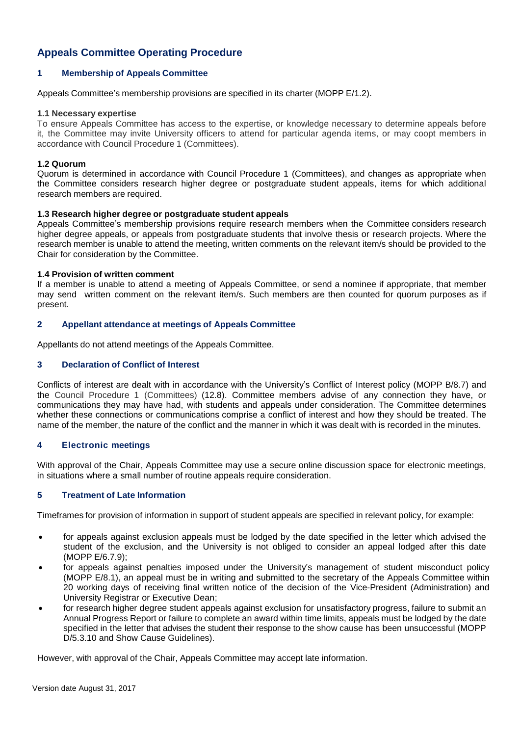# Appeals Committee Operating Procedure

## 1 Membership of Appeals Committee

Appeals Committee's membership provisions are specified in its charter (MOPP E/1.2).

### 1.1 Necessary expertise

To ensure Appeals Committee has access to the expertise, or knowledge necessary to determine appeals before it, the Committee may invite University officers to attend for particular agenda items, or may coopt members in accordance with Council Procedure 1 (Committees).

### 1.2 Quorum

Quorum is determined in accordance with Council Procedure 1 (Committees), and changes as appropriate when the Committee considers research higher degree or postgraduate student appeals, items for which additional research members are required.

### 1.3 Research higher degree or postgraduate student appeals

Appeals Committee's membership provisions require research members when the Committee considers research higher degree appeals, or appeals from postgraduate students that involve thesis or research projects. Where the research member is unable to attend the meeting, written comments on the relevant item/s should be provided to the Chair for consideration by the Committee.

### 1.4 Provision of written comment

If a member is unable to attend a meeting of Appeals Committee, or send a nominee if appropriate, that member may send written comment on the relevant item/s. Such members are then counted for quorum purposes as if present.

## 2 Appellant attendance at meetings of Appeals Committee

Appellants do not attend meetings of the Appeals Committee.

## 3 Declaration of Conflict of Interest

Conflicts of interest are dealt with in accordance with the University's Conflict of Interest policy (MOPP B/8.7) and the Council Procedure 1 (Committees) (12.8). Committee members advise of any connection they have, or communications they may have had, with students and appeals under consideration. The Committee determines whether these connections or communications comprise a conflict of interest and how they should be treated. The name of the member, the nature of the conflict and the manner in which it was dealt with is recorded in the minutes.

## 4 Electronic meetings

With approval of the Chair, Appeals Committee may use a secure online discussion space for electronic meetings, in situations where a small number of routine appeals require consideration.

## 5 Treatment of Late Information

Timeframes for provision of information in support of student appeals are specified in relevant policy, for example:

- for appeals against exclusion appeals must be lodged by the date specified in the letter which advised the student of the exclusion, and the University is not obliged to consider an appeal lodged after this date (MOPP E/6.7.9);
- for appeals against penalties imposed under the University's management of student misconduct policy (MOPP E/8.1), an appeal must be in writing and submitted to the secretary of the Appeals Committee within 20 working days of receiving final written notice of the decision of the Vice-President (Administration) and University Registrar or Executive Dean;
- for research higher degree student appeals against exclusion for unsatisfactory progress, failure to submit an Annual Progress Report or failure to complete an award within time limits, appeals must be lodged by the date specified in the letter that advises the student their response to the show cause has been unsuccessful (MOPP D/5.3.10 and Show Cause Guidelines).

However, with approval of the Chair, Appeals Committee may accept late information.

Version date August 31, 2017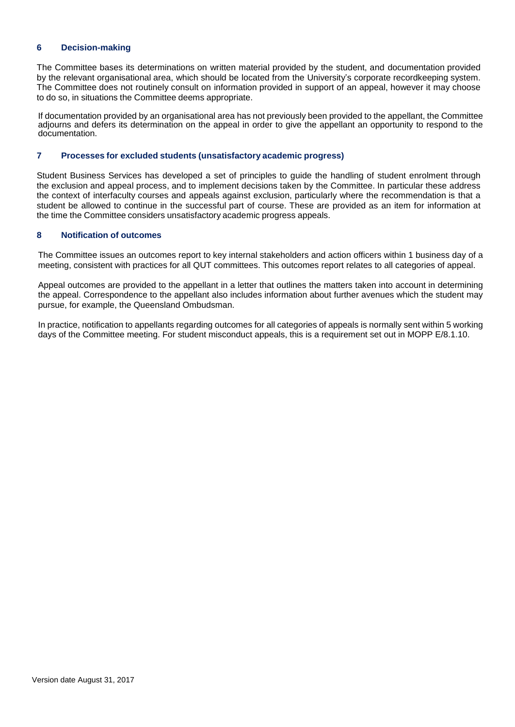## 6 Decision-making

The Committee bases its determinations on written material provided by the student, and documentation provided by the relevant organisational area, which should be located from the University's corporate recordkeeping system. The Committee does not routinely consult on information provided in support of an appeal, however it may choose to do so, in situations the Committee deems appropriate.

If documentation provided by an organisational area has not previously been provided to the appellant, the Committee adjourns and defers its determination on the appeal in order to give the appellant an opportunity to respond to the documentation.

## 7 Processes for excluded students (unsatisfactory academic progress)

Student Business Services has developed a set of principles to guide the handling of student enrolment through the exclusion and appeal process, and to implement decisions taken by the Committee. In particular these address the context of interfaculty courses and appeals against exclusion, particularly where the recommendation is that a student be allowed to continue in the successful part of course. These are provided as an item for information at the time the Committee considers unsatisfactory academic progress appeals.

## 8 Notification of outcomes

The Committee issues an outcomes report to key internal stakeholders and action officers within 1 business day of a meeting, consistent with practices for all QUT committees. This outcomes report relates to all categories of appeal.

Appeal outcomes are provided to the appellant in a letter that outlines the matters taken into account in determining the appeal. Correspondence to the appellant also includes information about further avenues which the student may pursue, for example, the Queensland Ombudsman.

In practice, notification to appellants regarding outcomes for all categories of appeals is normally sent within 5 working days of the Committee meeting. For student misconduct appeals, this is a requirement set out in MOPP E/8.1.10.

Version date August 31, 2017